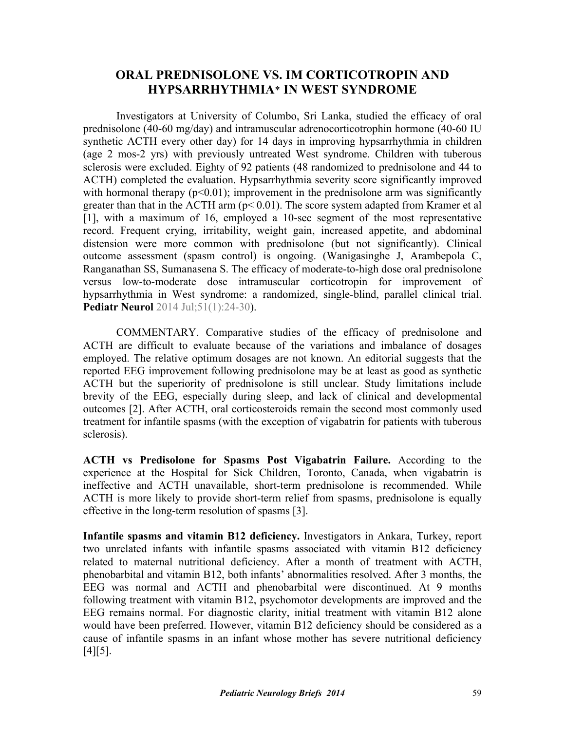# ORAL PREDNISOLONE VS. IM CORTICOTROPIN AND HYPSARRHYTHMIA* IN WEST SYNDROME

Investigators at University of Columbo, Sri Lanka, studied the efficacy of oral prednisolone (40-60 mg/day) and intramuscular adrenocorticotrophin hormone (40-60 IU synthetic ACTH every other day) for 14 days in improving hypsarrhythmia in children (age 2 mos-2 yrs) with previously untreated West syndrome. Children with tuberous sclerosis were excluded. Eighty of 92 patients (48 randomized to prednisolone and 44 to ACTH) completed the evaluation. Hypsarrhythmia severity score significantly improved with hormonal therapy ($p<0.01$); improvement in the prednisolone arm was significantly greater than that in the ACTH arm ($p< 0.01$). The score system adapted from Kramer et al [1], with a maximum of 16, employed a 10-sec segment of the most representative record. Frequent crying, irritability, weight gain, increased appetite, and abdominal distension were more common with prednisolone (but not significantly). Clinical outcome assessment (spasm control) is ongoing. (Wanigasinghe J, Arambepola C, Ranganathan SS, Sumanasena S. The efficacy of moderate-to-high dose oral prednisolone versus low-to-moderate dose intramuscular corticotropin for improvement of hypsarrhythmia in West syndrome: a randomized, single-blind, parallel clinical trial. **Pediatr Neurol** 2014 Jul;51(1):24-30).

COMMENTARY. Comparative studies of the efficacy of prednisolone and ACTH are difficult to evaluate because of the variations and imbalance of dosages employed. The relative optimum dosages are not known. An editorial suggests that the reported EEG improvement following prednisolone may be at least as good as synthetic ACTH but the superiority of prednisolone is still unclear. Study limitations include brevity of the EEG, especially during sleep, and lack of clinical and developmental outcomes [2]. After ACTH, oral corticosteroids remain the second most commonly used treatment for infantile spasms (with the exception of vigabatrin for patients with tuberous sclerosis).

**ACTH vs Predisolone for Spasms Post Vigabatrin Failure.** According to the experience at the Hospital for Sick Children, Toronto, Canada, when vigabatrin is ineffective and ACTH unavailable, short-term prednisolone is recommended. While ACTH is more likely to provide short-term relief from spasms, prednisolone is equally effective in the long-term resolution of spasms [3].

**Infantile spasms and vitamin B12 deficiency.** Investigators in Ankara, Turkey, report two unrelated infants with infantile spasms associated with vitamin B12 deficiency related to maternal nutritional deficiency. After a month of treatment with ACTH, phenobarbital and vitamin B12, both infants' abnormalities resolved. After 3 months, the EEG was normal and ACTH and phenobarbital were discontinued. At 9 months following treatment with vitamin B12, psychomotor developments are improved and the EEG remains normal. For diagnostic clarity, initial treatment with vitamin B12 alone would have been preferred. However, vitamin B12 deficiency should be considered as a cause of infantile spasms in an infant whose mother has severe nutritional deficiency [4][5].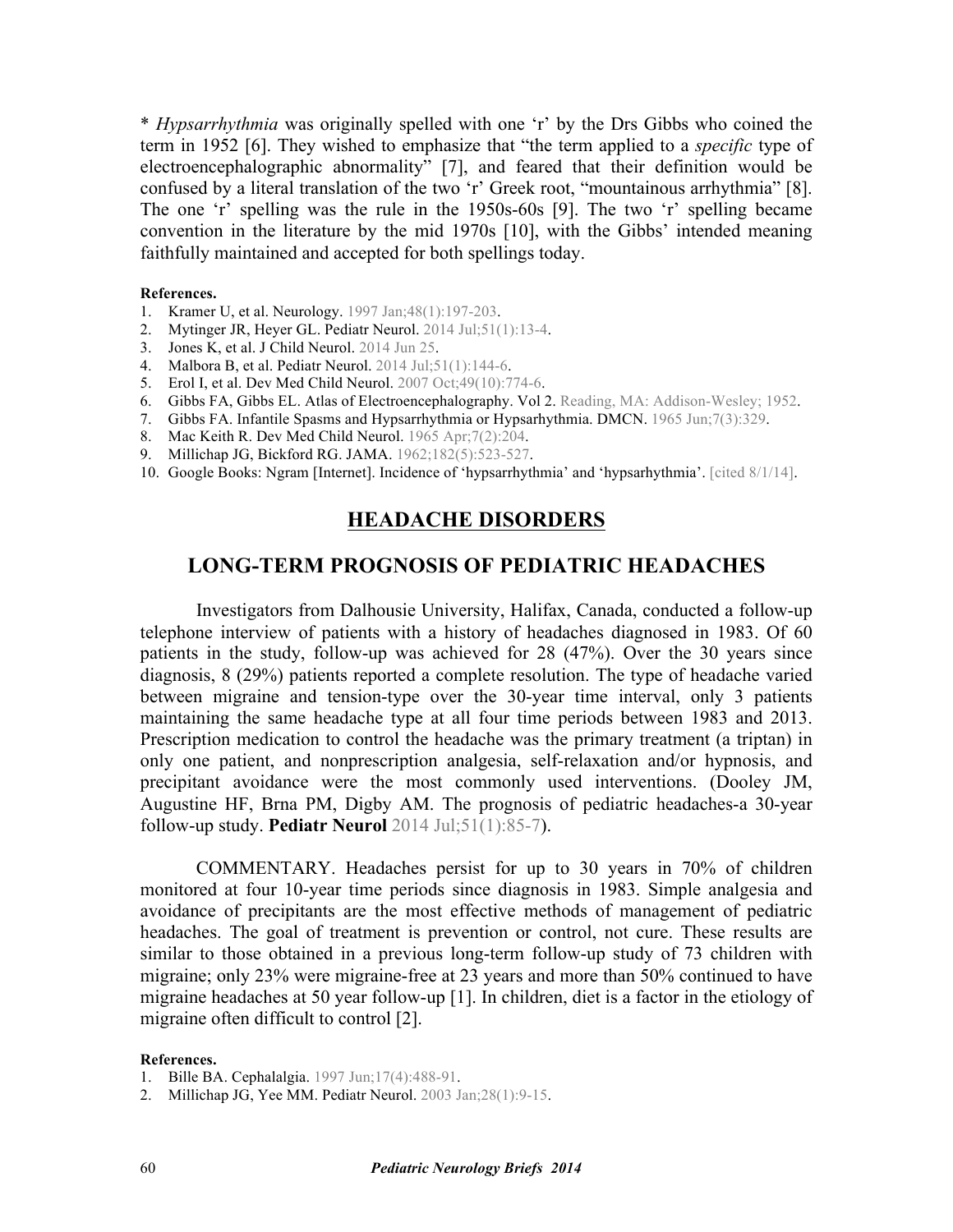* *Hypsarrhythmia* was originally spelled with one 'r' by the Drs Gibbs who coined the term in 1952 [6]. They wished to emphasize that "the term applied to a *specific* type of electroencephalographic abnormality" [7], and feared that their definition would be confused by a literal translation of the two 'r' Greek root, "mountainous arrhythmia" [8]. The one 'r' spelling was the rule in the 1950s-60s [9]. The two 'r' spelling became convention in the literature by the mid 1970s [10], with the Gibbs' intended meaning faithfully maintained and accepted for both spellings today.

**References.**

1. Kramer U, et al. Neurology. 1997 Jan;48(1):197-203.
2. Mytinger JR, Heyer GL. Pediatr Neurol. 2014 Jul;51(1):13-4.
3. Jones K, et al. J Child Neurol. 2014 Jun 25.
4. Malbora B, et al. Pediatr Neurol. 2014 Jul;51(1):144-6.
5. Erol I, et al. Dev Med Child Neurol. 2007 Oct;49(10):774-6.
6. Gibbs FA, Gibbs EL. Atlas of Electroencephalography. Vol 2. Reading, MA: Addison-Wesley; 1952.
7. Gibbs FA. Infantile Spasms and Hypsarrhythmia or Hypsarhythmia. DMCN. 1965 Jun;7(3):329.
8. Mac Keith R. Dev Med Child Neurol. 1965 Apr;7(2):204.
9. Millichap JG, Bickford RG. JAMA. 1962;182(5):523-527.
10. Google Books: Ngram [Internet]. Incidence of 'hypsarrhythmia' and 'hypsarhythmia'. [cited 8/1/14].

## HEADACHE DISORDERS

## LONG-TERM PROGNOSIS OF PEDIATRIC HEADACHES

Investigators from Dalhousie University, Halifax, Canada, conducted a follow-up telephone interview of patients with a history of headaches diagnosed in 1983. Of 60 patients in the study, follow-up was achieved for 28 (47%). Over the 30 years since diagnosis, 8 (29%) patients reported a complete resolution. The type of headache varied between migraine and tension-type over the 30-year time interval, only 3 patients maintaining the same headache type at all four time periods between 1983 and 2013. Prescription medication to control the headache was the primary treatment (a triptan) in only one patient, and nonprescription analgesia, self-relaxation and/or hypnosis, and precipitant avoidance were the most commonly used interventions. (Dooley JM, Augustine HF, Brna PM, Digby AM. The prognosis of pediatric headaches-a 30-year follow-up study. **Pediatr Neurol** 2014 Jul;51(1):85-7).

COMMENTARY. Headaches persist for up to 30 years in 70% of children monitored at four 10-year time periods since diagnosis in 1983. Simple analgesia and avoidance of precipitants are the most effective methods of management of pediatric headaches. The goal of treatment is prevention or control, not cure. These results are similar to those obtained in a previous long-term follow-up study of 73 children with migraine; only 23% were migraine-free at 23 years and more than 50% continued to have migraine headaches at 50 year follow-up [1]. In children, diet is a factor in the etiology of migraine often difficult to control [2].

**References.**

1. Bille BA. Cephalalgia. 1997 Jun;17(4):488-91.
2. Millichap JG, Yee MM. Pediatr Neurol. 2003 Jan;28(1):9-15.